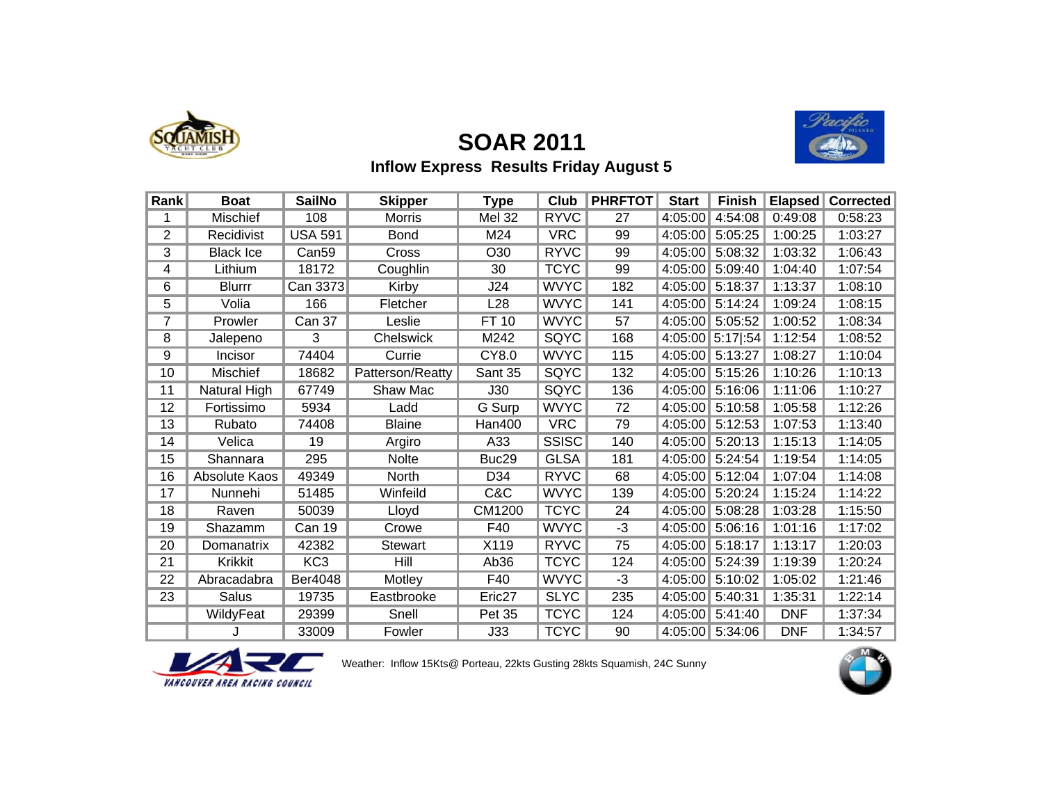# SOAR 2011

## Inflow Express Results Friday August 5

| Rank | Boat | SailNo | Skipper | Type | Club | PHRFTOT | Start | Finish | Elapsed | Corrected |
|---|---|---|---|---|---|---|---|---|---|---|
| 1 | Mischief | 108 | Morris | Mel 32 | RYVC | 27 | 4:05:00 | 4:54:08 | 0:49:08 | 0:58:23 |
| 2 | Recidivist | USA 591 | Bond | M24 | VRC | 99 | 4:05:00 | 5:05:25 | 1:00:25 | 1:03:27 |
| 3 | Black Ice | Can59 | Cross | O30 | RYVC | 99 | 4:05:00 | 5:08:32 | 1:03:32 | 1:06:43 |
| 4 | Lithium | 18172 | Coughlin | 30 | TCYC | 99 | 4:05:00 | 5:09:40 | 1:04:40 | 1:07:54 |
| 6 | Blurrr | Can 3373 | Kirby | J24 | WVYC | 182 | 4:05:00 | 5:18:37 | 1:13:37 | 1:08:10 |
| 5 | Volia | 166 | Fletcher | L28 | WVYC | 141 | 4:05:00 | 5:14:24 | 1:09:24 | 1:08:15 |
| 7 | Prowler | Can 37 | Leslie | FT 10 | WVYC | 57 | 4:05:00 | 5:05:52 | 1:00:52 | 1:08:34 |
| 8 | Jalepeno | 3 | Chelswick | M242 | SQYC | 168 | 4:05:00 | 5:17\|:54 | 1:12:54 | 1:08:52 |
| 9 | Incisor | 74404 | Currie | CY8.0 | WVYC | 115 | 4:05:00 | 5:13:27 | 1:08:27 | 1:10:04 |
| 10 | Mischief | 18682 | Patterson/Reatty | Sant 35 | SQYC | 132 | 4:05:00 | 5:15:26 | 1:10:26 | 1:10:13 |
| 11 | Natural High | 67749 | Shaw Mac | J30 | SQYC | 136 | 4:05:00 | 5:16:06 | 1:11:06 | 1:10:27 |
| 12 | Fortissimo | 5934 | Ladd | G Surp | WVYC | 72 | 4:05:00 | 5:10:58 | 1:05:58 | 1:12:26 |
| 13 | Rubato | 74408 | Blaine | Han400 | VRC | 79 | 4:05:00 | 5:12:53 | 1:07:53 | 1:13:40 |
| 14 | Velica | 19 | Argiro | A33 | SSISC | 140 | 4:05:00 | 5:20:13 | 1:15:13 | 1:14:05 |
| 15 | Shannara | 295 | Nolte | Buc29 | GLSA | 181 | 4:05:00 | 5:24:54 | 1:19:54 | 1:14:05 |
| 16 | Absolute Kaos | 49349 | North | D34 | RYVC | 68 | 4:05:00 | 5:12:04 | 1:07:04 | 1:14:08 |
| 17 | Nunnehi | 51485 | Winfeild | C&C | WVYC | 139 | 4:05:00 | 5:20:24 | 1:15:24 | 1:14:22 |
| 18 | Raven | 50039 | Lloyd | CM1200 | TCYC | 24 | 4:05:00 | 5:08:28 | 1:03:28 | 1:15:50 |
| 19 | Shazamm | Can 19 | Crowe | F40 | WVYC | -3 | 4:05:00 | 5:06:16 | 1:01:16 | 1:17:02 |
| 20 | Domanatrix | 42382 | Stewart | X119 | RYVC | 75 | 4:05:00 | 5:18:17 | 1:13:17 | 1:20:03 |
| 21 | Krikkit | KC3 | Hill | Ab36 | TCYC | 124 | 4:05:00 | 5:24:39 | 1:19:39 | 1:20:24 |
| 22 | Abracadabra | Ber4048 | Motley | F40 | WVYC | -3 | 4:05:00 | 5:10:02 | 1:05:02 | 1:21:46 |
| 23 | Salus | 19735 | Eastbrooke | Eric27 | SLYC | 235 | 4:05:00 | 5:40:31 | 1:35:31 | 1:22:14 |
| | WildyFeat | 29399 | Snell | Pet 35 | TCYC | 124 | 4:05:00 | 5:41:40 | DNF | 1:37:34 |
| | J | 33009 | Fowler | J33 | TCYC | 90 | 4:05:00 | 5:34:06 | DNF | 1:34:57 |

Weather: Inflow 15Kts@ Porteau, 22kts Gusting 28kts Squamish, 24C Sunny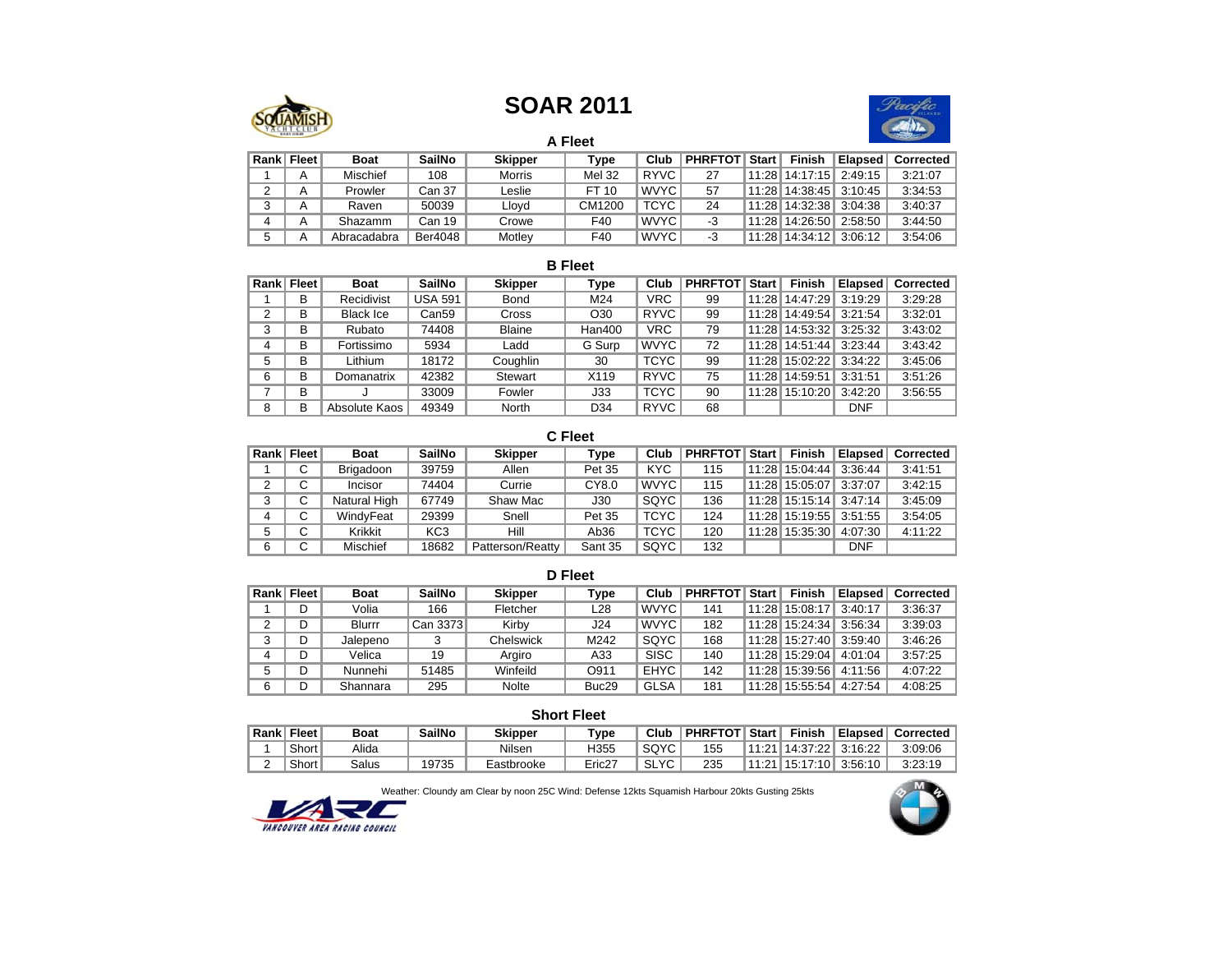# SOAR 2011

## A Fleet

| Rank | Fleet | Boat | SailNo | Skipper | Type | Club | PHRFTOT | Start | Finish | Elapsed | Corrected |
|---|---|---|---|---|---|---|---|---|---|---|---|
| 1 | A | Mischief | 108 | Morris | Mel 32 | RYVC | 27 | 11:28 | 14:17:15 | 2:49:15 | 3:21:07 |
| 2 | A | Prowler | Can 37 | Leslie | FT 10 | WVYC | 57 | 11:28 | 14:38:45 | 3:10:45 | 3:34:53 |
| 3 | A | Raven | 50039 | Lloyd | CM1200 | TCYC | 24 | 11:28 | 14:32:38 | 3:04:38 | 3:40:37 |
| 4 | A | Shazamm | Can 19 | Crowe | F40 | WVYC | -3 | 11:28 | 14:26:50 | 2:58:50 | 3:44:50 |
| 5 | A | Abracadabra | Ber4048 | Motley | F40 | WVYC | -3 | 11:28 | 14:34:12 | 3:06:12 | 3:54:06 |

## B Fleet

| Rank | Fleet | Boat | SailNo | Skipper | Type | Club | PHRFTOT | Start | Finish | Elapsed | Corrected |
|---|---|---|---|---|---|---|---|---|---|---|---|
| 1 | B | Recidivist | USA 591 | Bond | M24 | VRC | 99 | 11:28 | 14:47:29 | 3:19:29 | 3:29:28 |
| 2 | B | Black Ice | Can59 | Cross | O30 | RYVC | 99 | 11:28 | 14:49:54 | 3:21:54 | 3:32:01 |
| 3 | B | Rubato | 74408 | Blaine | Han400 | VRC | 79 | 11:28 | 14:53:32 | 3:25:32 | 3:43:02 |
| 4 | B | Fortissimo | 5934 | Ladd | G Surp | WVYC | 72 | 11:28 | 14:51:44 | 3:23:44 | 3:43:42 |
| 5 | B | Lithium | 18172 | Coughlin | 30 | TCYC | 99 | 11:28 | 15:02:22 | 3:34:22 | 3:45:06 |
| 6 | B | Domanatrix | 42382 | Stewart | X119 | RYVC | 75 | 11:28 | 14:59:51 | 3:31:51 | 3:51:26 |
| 7 | B | J | 33009 | Fowler | J33 | TCYC | 90 | 11:28 | 15:10:20 | 3:42:20 | 3:56:55 |
| 8 | B | Absolute Kaos | 49349 | North | D34 | RYVC | 68 | | | DNF | |

## C Fleet

| Rank | Fleet | Boat | SailNo | Skipper | Type | Club | PHRFTOT | Start | Finish | Elapsed | Corrected |
|---|---|---|---|---|---|---|---|---|---|---|---|
| 1 | C | Brigadoon | 39759 | Allen | Pet 35 | KYC | 115 | 11:28 | 15:04:44 | 3:36:44 | 3:41:51 |
| 2 | C | Incisor | 74404 | Currie | CY8.0 | WVYC | 115 | 11:28 | 15:05:07 | 3:37:07 | 3:42:15 |
| 3 | C | Natural High | 67749 | Shaw Mac | J30 | SQYC | 136 | 11:28 | 15:15:14 | 3:47:14 | 3:45:09 |
| 4 | C | WindyFeat | 29399 | Snell | Pet 35 | TCYC | 124 | 11:28 | 15:19:55 | 3:51:55 | 3:54:05 |
| 5 | C | Krikkit | KC3 | Hill | Ab36 | TCYC | 120 | 11:28 | 15:35:30 | 4:07:30 | 4:11:22 |
| 6 | C | Mischief | 18682 | Patterson/Reatty | Sant 35 | SQYC | 132 | | | DNF | |

## D Fleet

| Rank | Fleet | Boat | SailNo | Skipper | Type | Club | PHRFTOT | Start | Finish | Elapsed | Corrected |
|---|---|---|---|---|---|---|---|---|---|---|---|
| 1 | D | Volia | 166 | Fletcher | L28 | WVYC | 141 | 11:28 | 15:08:17 | 3:40:17 | 3:36:37 |
| 2 | D | Blurrr | Can 3373 | Kirby | J24 | WVYC | 182 | 11:28 | 15:24:34 | 3:56:34 | 3:39:03 |
| 3 | D | Jalepeno | 3 | Chelswick | M242 | SQYC | 168 | 11:28 | 15:27:40 | 3:59:40 | 3:46:26 |
| 4 | D | Velica | 19 | Argiro | A33 | SISC | 140 | 11:28 | 15:29:04 | 4:01:04 | 3:57:25 |
| 5 | D | Nunnehi | 51485 | Winfeild | O911 | EHYC | 142 | 11:28 | 15:39:56 | 4:11:56 | 4:07:22 |
| 6 | D | Shannara | 295 | Nolte | Buc29 | GLSA | 181 | 11:28 | 15:55:54 | 4:27:54 | 4:08:25 |

## Short Fleet

| Rank | Fleet | Boat | SailNo | Skipper | Type | Club | PHRFTOT | Start | Finish | Elapsed | Corrected |
|---|---|---|---|---|---|---|---|---|---|---|---|
| 1 | Short | Alida | | Nilsen | H355 | SQYC | 155 | 11:21 | 14:37:22 | 3:16:22 | 3:09:06 |
| 2 | Short | Salus | 19735 | Eastbrooke | Eric27 | SLYC | 235 | 11:21 | 15:17:10 | 3:56:10 | 3:23:19 |

Weather: Cloundy am Clear by noon 25C Wind: Defense 12kts Squamish Harbour 20kts Gusting 25kts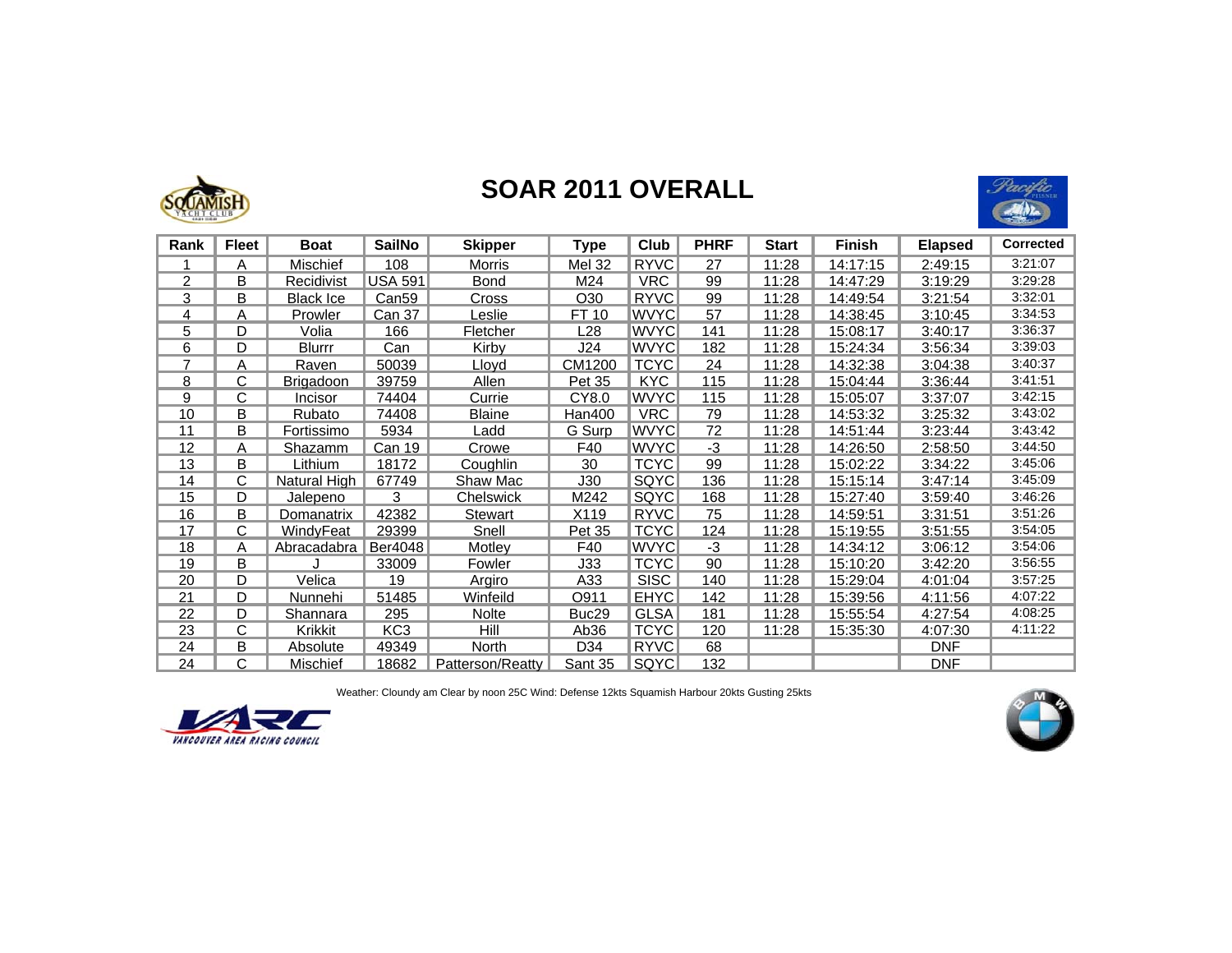# SOAR 2011 OVERALL

| Rank | Fleet | Boat | SailNo | Skipper | Type | Club | PHRF | Start | Finish | Elapsed | Corrected |
|---|---|---|---|---|---|---|---|---|---|---|---|
| 1 | A | Mischief | 108 | Morris | Mel 32 | RYVC | 27 | 11:28 | 14:17:15 | 2:49:15 | 3:21:07 |
| 2 | B | Recidivist | USA 591 | Bond | M24 | VRC | 99 | 11:28 | 14:47:29 | 3:19:29 | 3:29:28 |
| 3 | B | Black Ice | Can59 | Cross | O30 | RYVC | 99 | 11:28 | 14:49:54 | 3:21:54 | 3:32:01 |
| 4 | A | Prowler | Can 37 | Leslie | FT 10 | WVYC | 57 | 11:28 | 14:38:45 | 3:10:45 | 3:34:53 |
| 5 | D | Volia | 166 | Fletcher | L28 | WVYC | 141 | 11:28 | 15:08:17 | 3:40:17 | 3:36:37 |
| 6 | D | Blurrr | Can | Kirby | J24 | WVYC | 182 | 11:28 | 15:24:34 | 3:56:34 | 3:39:03 |
| 7 | A | Raven | 50039 | Lloyd | CM1200 | TCYC | 24 | 11:28 | 14:32:38 | 3:04:38 | 3:40:37 |
| 8 | C | Brigadoon | 39759 | Allen | Pet 35 | KYC | 115 | 11:28 | 15:04:44 | 3:36:44 | 3:41:51 |
| 9 | C | Incisor | 74404 | Currie | CY8.0 | WVYC | 115 | 11:28 | 15:05:07 | 3:37:07 | 3:42:15 |
| 10 | B | Rubato | 74408 | Blaine | Han400 | VRC | 79 | 11:28 | 14:53:32 | 3:25:32 | 3:43:02 |
| 11 | B | Fortissimo | 5934 | Ladd | G Surp | WVYC | 72 | 11:28 | 14:51:44 | 3:23:44 | 3:43:42 |
| 12 | A | Shazamm | Can 19 | Crowe | F40 | WVYC | -3 | 11:28 | 14:26:50 | 2:58:50 | 3:44:50 |
| 13 | B | Lithium | 18172 | Coughlin | 30 | TCYC | 99 | 11:28 | 15:02:22 | 3:34:22 | 3:45:06 |
| 14 | C | Natural High | 67749 | Shaw Mac | J30 | SQYC | 136 | 11:28 | 15:15:14 | 3:47:14 | 3:45:09 |
| 15 | D | Jalepeno | 3 | Chelswick | M242 | SQYC | 168 | 11:28 | 15:27:40 | 3:59:40 | 3:46:26 |
| 16 | B | Domanatrix | 42382 | Stewart | X119 | RYVC | 75 | 11:28 | 14:59:51 | 3:31:51 | 3:51:26 |
| 17 | C | WindyFeat | 29399 | Snell | Pet 35 | TCYC | 124 | 11:28 | 15:19:55 | 3:51:55 | 3:54:05 |
| 18 | A | Abracadabra | Ber4048 | Motley | F40 | WVYC | -3 | 11:28 | 14:34:12 | 3:06:12 | 3:54:06 |
| 19 | B | J | 33009 | Fowler | J33 | TCYC | 90 | 11:28 | 15:10:20 | 3:42:20 | 3:56:55 |
| 20 | D | Velica | 19 | Argiro | A33 | SISC | 140 | 11:28 | 15:29:04 | 4:01:04 | 3:57:25 |
| 21 | D | Nunnehi | 51485 | Winfeild | O911 | EHYC | 142 | 11:28 | 15:39:56 | 4:11:56 | 4:07:22 |
| 22 | D | Shannara | 295 | Nolte | Buc29 | GLSA | 181 | 11:28 | 15:55:54 | 4:27:54 | 4:08:25 |
| 23 | C | Krikkit | KC3 | Hill | Ab36 | TCYC | 120 | 11:28 | 15:35:30 | 4:07:30 | 4:11:22 |
| 24 | B | Absolute | 49349 | North | D34 | RYVC | 68 | | | DNF | |
| 24 | C | Mischief | 18682 | Patterson/Reatty | Sant 35 | SQYC | 132 | | | DNF | |

Weather: Cloundy am Clear by noon 25C Wind: Defense 12kts Squamish Harbour 20kts Gusting 25kts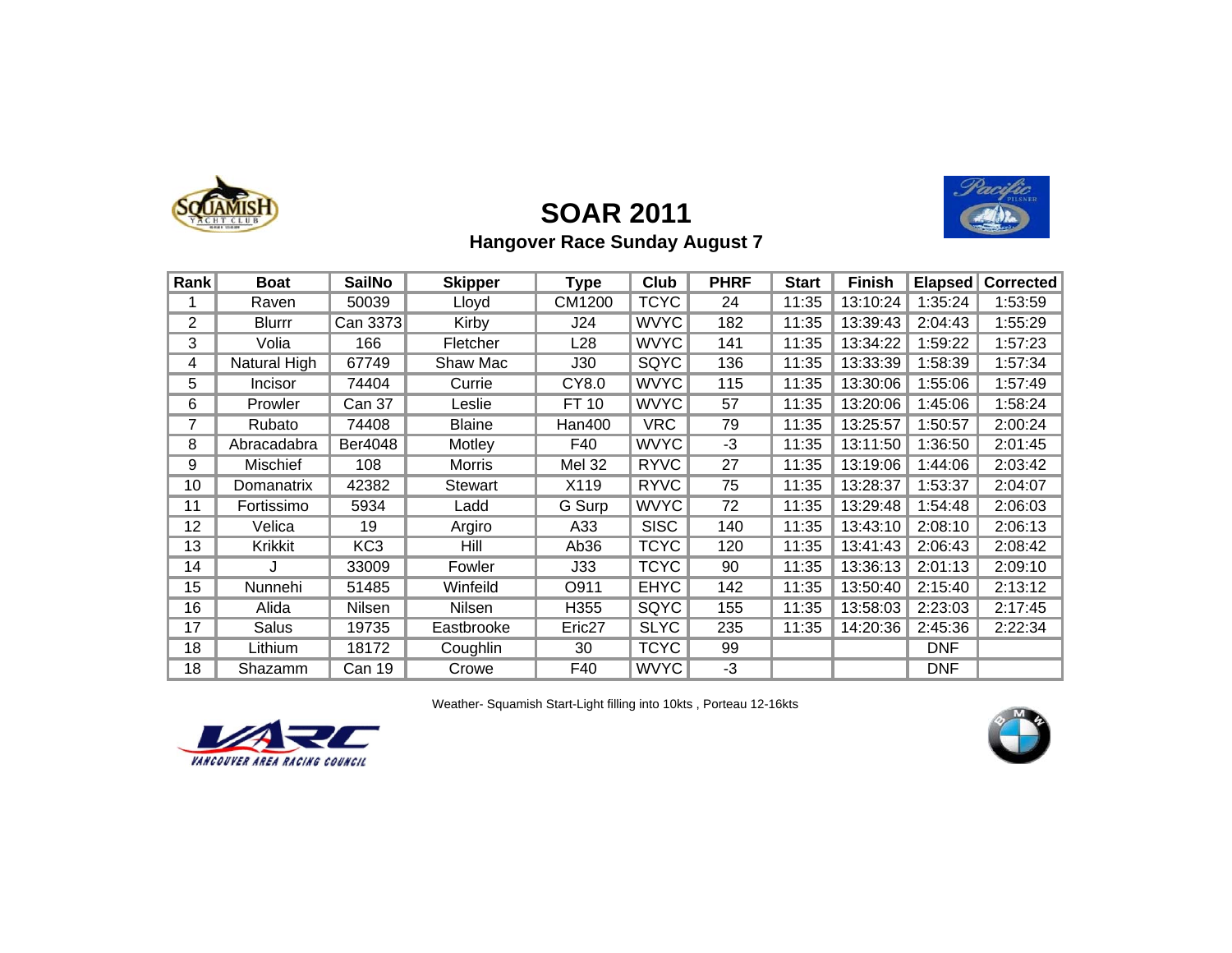# SOAR 2011

## Hangover Race Sunday August 7

| Rank | Boat | SailNo | Skipper | Type | Club | PHRF | Start | Finish | Elapsed | Corrected |
|---|---|---|---|---|---|---|---|---|---|---|
| 1 | Raven | 50039 | Lloyd | CM1200 | TCYC | 24 | 11:35 | 13:10:24 | 1:35:24 | 1:53:59 |
| 2 | Blurrr | Can 3373 | Kirby | J24 | WVYC | 182 | 11:35 | 13:39:43 | 2:04:43 | 1:55:29 |
| 3 | Volia | 166 | Fletcher | L28 | WVYC | 141 | 11:35 | 13:34:22 | 1:59:22 | 1:57:23 |
| 4 | Natural High | 67749 | Shaw Mac | J30 | SQYC | 136 | 11:35 | 13:33:39 | 1:58:39 | 1:57:34 |
| 5 | Incisor | 74404 | Currie | CY8.0 | WVYC | 115 | 11:35 | 13:30:06 | 1:55:06 | 1:57:49 |
| 6 | Prowler | Can 37 | Leslie | FT 10 | WVYC | 57 | 11:35 | 13:20:06 | 1:45:06 | 1:58:24 |
| 7 | Rubato | 74408 | Blaine | Han400 | VRC | 79 | 11:35 | 13:25:57 | 1:50:57 | 2:00:24 |
| 8 | Abracadabra | Ber4048 | Motley | F40 | WVYC | -3 | 11:35 | 13:11:50 | 1:36:50 | 2:01:45 |
| 9 | Mischief | 108 | Morris | Mel 32 | RYVC | 27 | 11:35 | 13:19:06 | 1:44:06 | 2:03:42 |
| 10 | Domanatrix | 42382 | Stewart | X119 | RYVC | 75 | 11:35 | 13:28:37 | 1:53:37 | 2:04:07 |
| 11 | Fortissimo | 5934 | Ladd | G Surp | WVYC | 72 | 11:35 | 13:29:48 | 1:54:48 | 2:06:03 |
| 12 | Velica | 19 | Argiro | A33 | SISC | 140 | 11:35 | 13:43:10 | 2:08:10 | 2:06:13 |
| 13 | Krikkit | KC3 | Hill | Ab36 | TCYC | 120 | 11:35 | 13:41:43 | 2:06:43 | 2:08:42 |
| 14 | J | 33009 | Fowler | J33 | TCYC | 90 | 11:35 | 13:36:13 | 2:01:13 | 2:09:10 |
| 15 | Nunnehi | 51485 | Winfeild | O911 | EHYC | 142 | 11:35 | 13:50:40 | 2:15:40 | 2:13:12 |
| 16 | Alida | Nilsen | Nilsen | H355 | SQYC | 155 | 11:35 | 13:58:03 | 2:23:03 | 2:17:45 |
| 17 | Salus | 19735 | Eastbrooke | Eric27 | SLYC | 235 | 11:35 | 14:20:36 | 2:45:36 | 2:22:34 |
| 18 | Lithium | 18172 | Coughlin | 30 | TCYC | 99 | | | DNF | |
| 18 | Shazamm | Can 19 | Crowe | F40 | WVYC | -3 | | | DNF | |

Weather- Squamish Start-Light filling into 10kts , Porteau 12-16kts